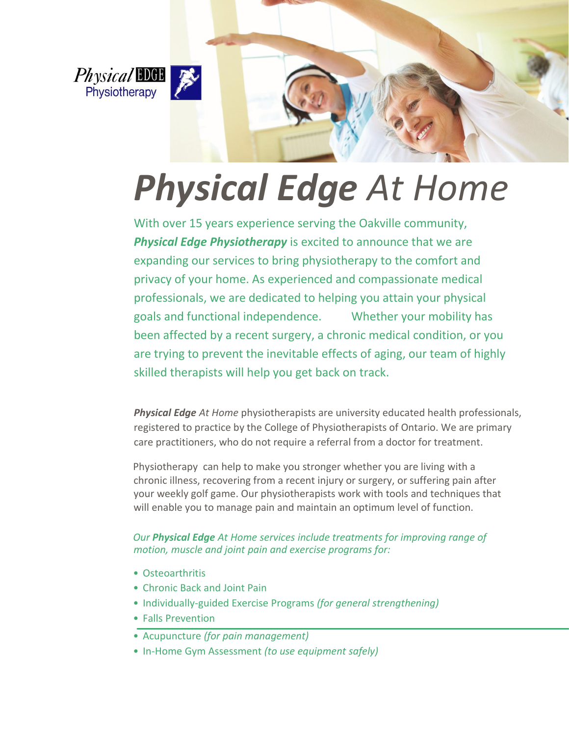Physical EDGE Physiotherapy

# ***Physical Edge*** *At Home*

With over 15 years experience serving the Oakville community, ***Physical Edge Physiotherapy*** is excited to announce that we are expanding our services to bring physiotherapy to the comfort and privacy of your home. As experienced and compassionate medical professionals, we are dedicated to helping you attain your physical goals and functional independence. Whether your mobility has been affected by a recent surgery, a chronic medical condition, or you are trying to prevent the inevitable effects of aging, our team of highly skilled therapists will help you get back on track.

***Physical Edge*** *At Home* physiotherapists are university educated health professionals, registered to practice by the College of Physiotherapists of Ontario. We are primary care practitioners, who do not require a referral from a doctor for treatment.

Physiotherapy can help to make you stronger whether you are living with a chronic illness, recovering from a recent injury or surgery, or suffering pain after your weekly golf game. Our physiotherapists work with tools and techniques that will enable you to manage pain and maintain an optimum level of function.

*Our* ***Physical Edge*** *At Home services include treatments for improving range of motion, muscle and joint pain and exercise programs for:*

- Osteoarthritis
- Chronic Back and Joint Pain
- Individually-guided Exercise Programs *(for general strengthening)*
- Falls Prevention
- Acupuncture *(for pain management)*
- In-Home Gym Assessment *(to use equipment safely)*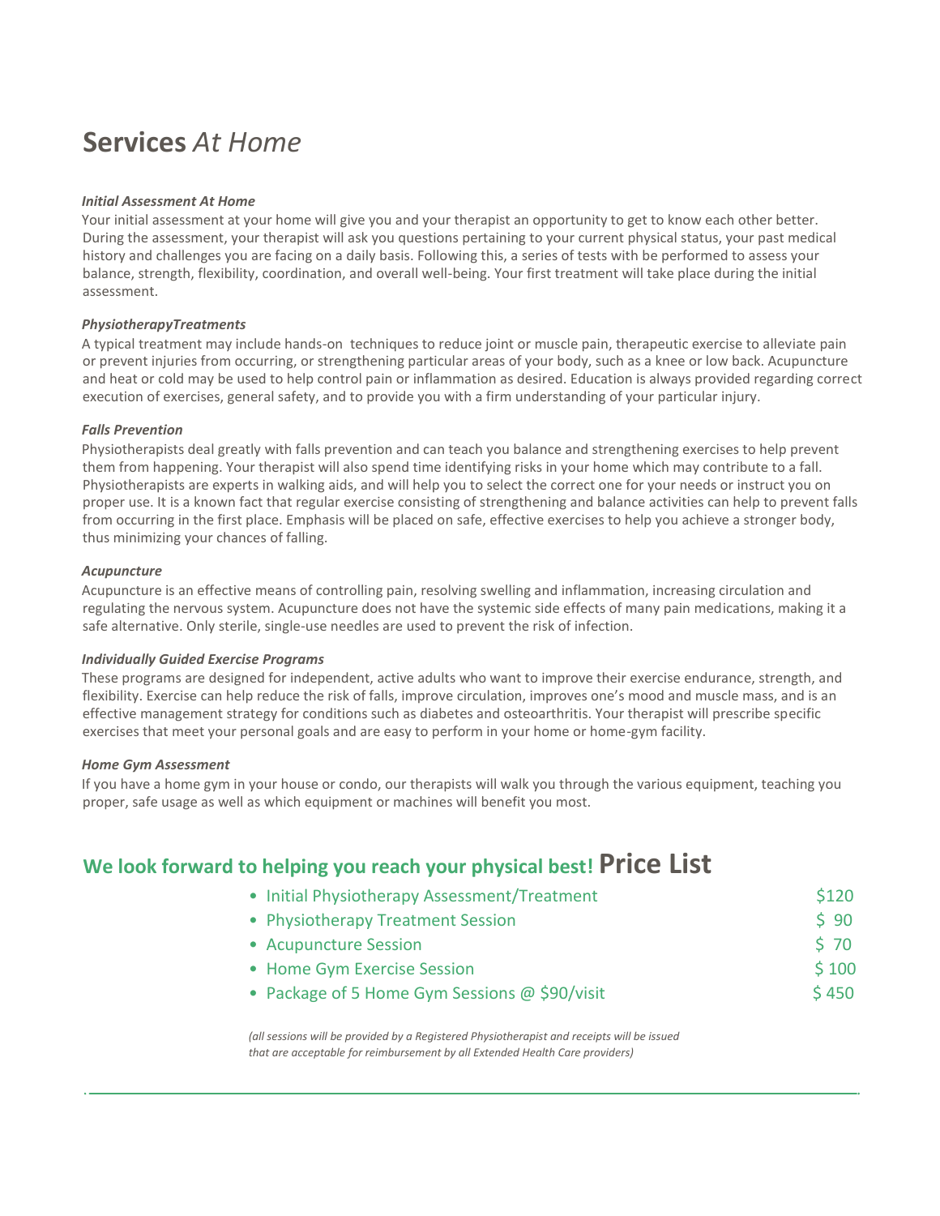# **Services** *At Home*

***Initial Assessment At Home***

Your initial assessment at your home will give you and your therapist an opportunity to get to know each other better. During the assessment, your therapist will ask you questions pertaining to your current physical status, your past medical history and challenges you are facing on a daily basis. Following this, a series of tests with be performed to assess your balance, strength, flexibility, coordination, and overall well-being. Your first treatment will take place during the initial assessment.

***PhysiotherapyTreatments***

A typical treatment may include hands-on techniques to reduce joint or muscle pain, therapeutic exercise to alleviate pain or prevent injuries from occurring, or strengthening particular areas of your body, such as a knee or low back. Acupuncture and heat or cold may be used to help control pain or inflammation as desired. Education is always provided regarding correct execution of exercises, general safety, and to provide you with a firm understanding of your particular injury.

***Falls Prevention***

Physiotherapists deal greatly with falls prevention and can teach you balance and strengthening exercises to help prevent them from happening. Your therapist will also spend time identifying risks in your home which may contribute to a fall. Physiotherapists are experts in walking aids, and will help you to select the correct one for your needs or instruct you on proper use. It is a known fact that regular exercise consisting of strengthening and balance activities can help to prevent falls from occurring in the first place. Emphasis will be placed on safe, effective exercises to help you achieve a stronger body, thus minimizing your chances of falling.

***Acupuncture***

Acupuncture is an effective means of controlling pain, resolving swelling and inflammation, increasing circulation and regulating the nervous system. Acupuncture does not have the systemic side effects of many pain medications, making it a safe alternative. Only sterile, single-use needles are used to prevent the risk of infection.

***Individually Guided Exercise Programs***

These programs are designed for independent, active adults who want to improve their exercise endurance, strength, and flexibility. Exercise can help reduce the risk of falls, improve circulation, improves one's mood and muscle mass, and is an effective management strategy for conditions such as diabetes and osteoarthritis. Your therapist will prescribe specific exercises that meet your personal goals and are easy to perform in your home or home-gym facility.

***Home Gym Assessment***

If you have a home gym in your house or condo, our therapists will walk you through the various equipment, teaching you proper, safe usage as well as which equipment or machines will benefit you most.

**We look forward to helping you reach your physical best!**

## Price List

| | |
|---|---|
| • Initial Physiotherapy Assessment/Treatment | $120 |
| • Physiotherapy Treatment Session | $ 90 |
| • Acupuncture Session | $ 70 |
| • Home Gym Exercise Session | $ 100 |
| • Package of 5 Home Gym Sessions @ $90/visit | $ 450 |

*(all sessions will be provided by a Registered Physiotherapist and receipts will be issued that are acceptable for reimbursement by all Extended Health Care providers)*